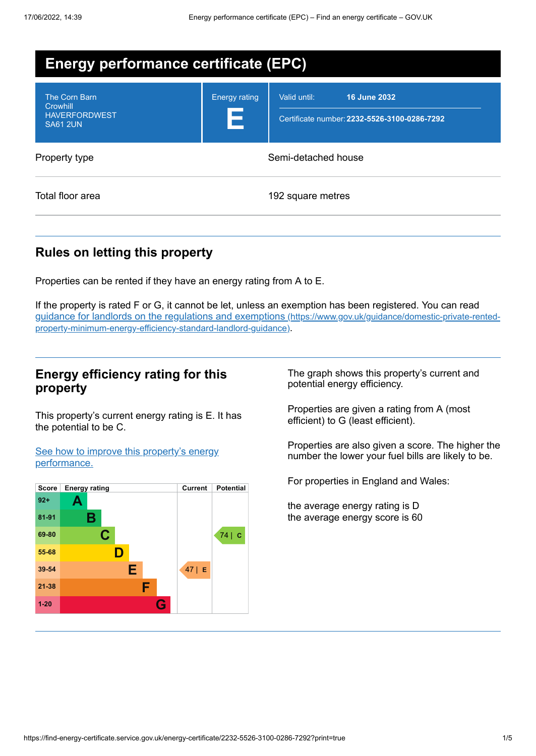# Energy performance certificate (EPC)

| The Corn Barn<br>Crowhill<br>HAVERFORDWEST<br>SA61 2UN | Energy rating<br>**E** | Valid until: **16 June 2032**<br>Certificate number: **2232-5526-3100-0286-7292** |
|---|---|---|

| Property type | Semi-detached house |
|---|---|
| Total floor area | 192 square metres |

## Rules on letting this property

Properties can be rented if they have an energy rating from A to E.

If the property is rated F or G, it cannot be let, unless an exemption has been registered. You can read [guidance for landlords on the regulations and exemptions (https://www.gov.uk/guidance/domestic-private-rented-property-minimum-energy-efficiency-standard-landlord-guidance)](https://www.gov.uk/guidance/domestic-private-rented-property-minimum-energy-efficiency-standard-landlord-guidance).

## Energy efficiency rating for this property

This property's current energy rating is E. It has the potential to be C.

[See how to improve this property's energy performance.]()

| Score | Energy rating | Current | Potential |
|---|---|---|---|
| 92+ | A | | |
| 81-91 | B | | |
| 69-80 | C | | 74 \| C |
| 55-68 | D | | |
| 39-54 | E | 47 \| E | |
| 21-38 | F | | |
| 1-20 | G | | |

The graph shows this property's current and potential energy efficiency.

Properties are given a rating from A (most efficient) to G (least efficient).

Properties are also given a score. The higher the number the lower your fuel bills are likely to be.

For properties in England and Wales:

the average energy rating is D
the average energy score is 60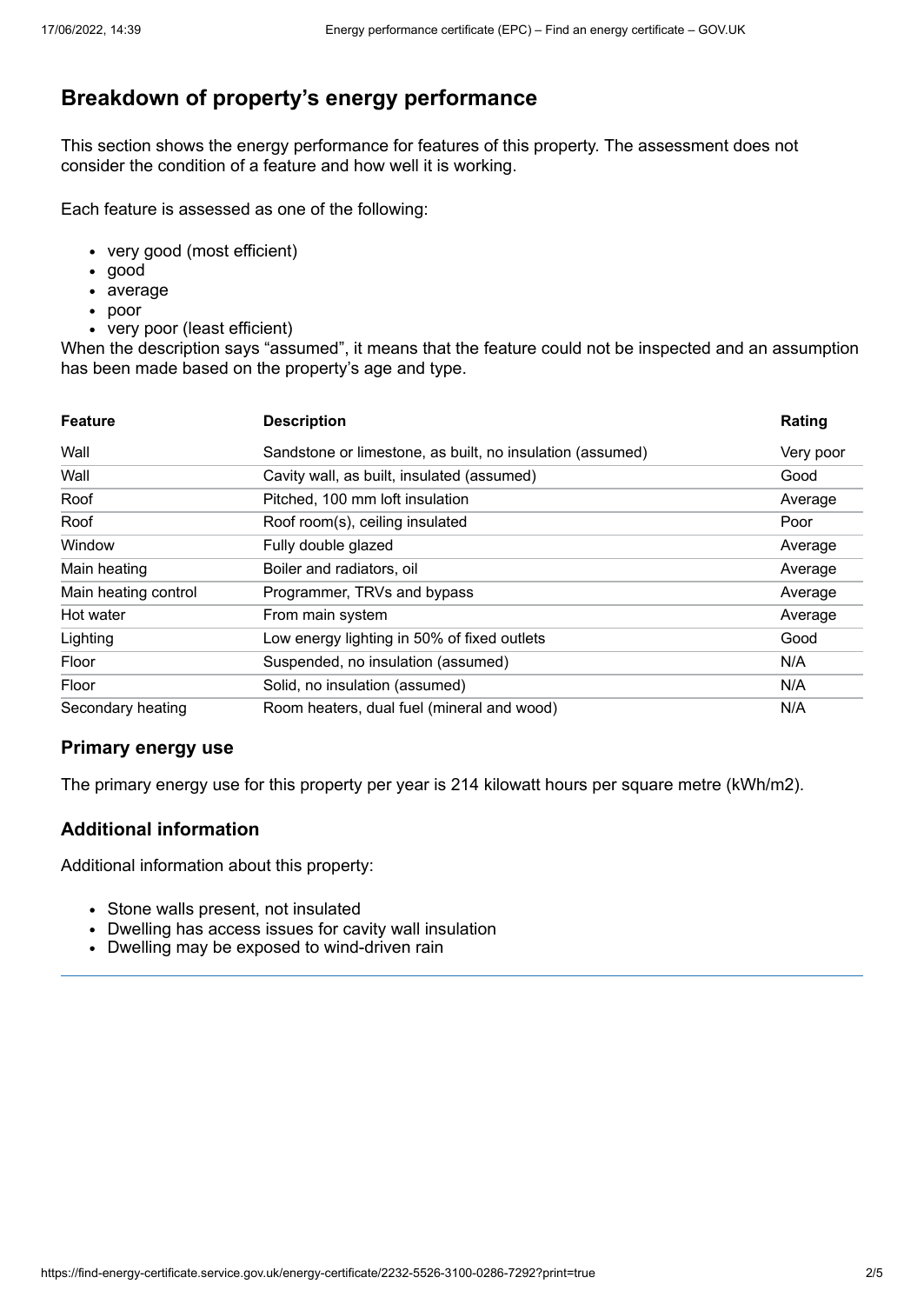## Breakdown of property's energy performance

This section shows the energy performance for features of this property. The assessment does not consider the condition of a feature and how well it is working.

Each feature is assessed as one of the following:

- very good (most efficient)
- good
- average
- poor
- very poor (least efficient)

When the description says "assumed", it means that the feature could not be inspected and an assumption has been made based on the property's age and type.

| Feature | Description | Rating |
| --- | --- | --- |
| Wall | Sandstone or limestone, as built, no insulation (assumed) | Very poor |
| Wall | Cavity wall, as built, insulated (assumed) | Good |
| Roof | Pitched, 100 mm loft insulation | Average |
| Roof | Roof room(s), ceiling insulated | Poor |
| Window | Fully double glazed | Average |
| Main heating | Boiler and radiators, oil | Average |
| Main heating control | Programmer, TRVs and bypass | Average |
| Hot water | From main system | Average |
| Lighting | Low energy lighting in 50% of fixed outlets | Good |
| Floor | Suspended, no insulation (assumed) | N/A |
| Floor | Solid, no insulation (assumed) | N/A |
| Secondary heating | Room heaters, dual fuel (mineral and wood) | N/A |

### Primary energy use

The primary energy use for this property per year is 214 kilowatt hours per square metre (kWh/m2).

### Additional information

Additional information about this property:

- Stone walls present, not insulated
- Dwelling has access issues for cavity wall insulation
- Dwelling may be exposed to wind-driven rain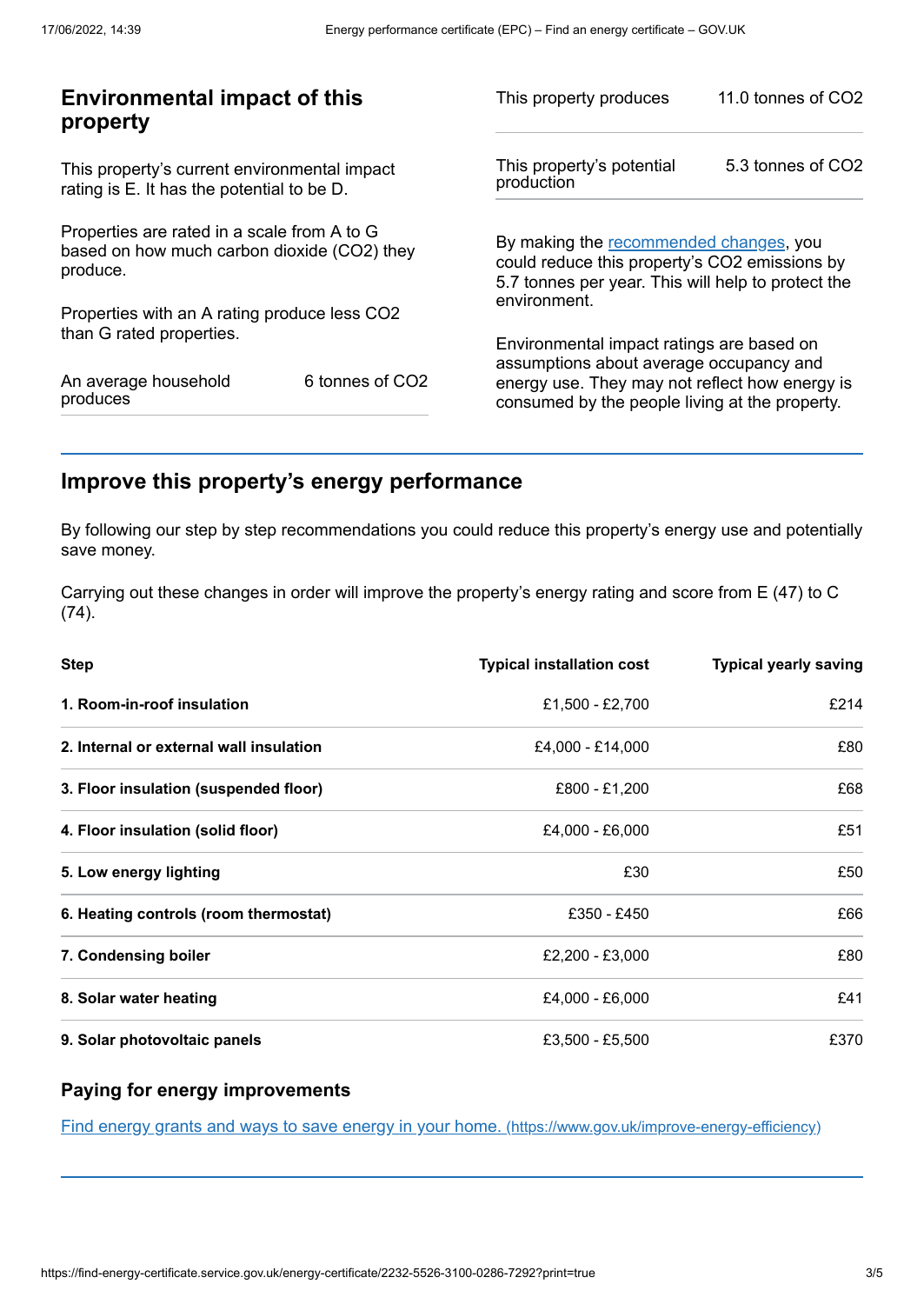## Environmental impact of this property

This property's current environmental impact rating is E. It has the potential to be D.

Properties are rated in a scale from A to G based on how much carbon dioxide ($CO_2$) they produce.

Properties with an A rating produce less $CO_2$ than G rated properties.

| | |
|---|---|
| An average household produces | 6 tonnes of $CO_2$ |

| | |
|---|---|
| This property produces | 11.0 tonnes of $CO_2$ |
| This property's potential production | 5.3 tonnes of $CO_2$ |

By making the [recommended changes](#), you could reduce this property's $CO_2$ emissions by 5.7 tonnes per year. This will help to protect the environment.

Environmental impact ratings are based on assumptions about average occupancy and energy use. They may not reflect how energy is consumed by the people living at the property.

## Improve this property's energy performance

By following our step by step recommendations you could reduce this property's energy use and potentially save money.

Carrying out these changes in order will improve the property's energy rating and score from E (47) to C (74).

| Step | Typical installation cost | Typical yearly saving |
|---|---|---|
| **1. Room-in-roof insulation** | £1,500 - £2,700 | £214 |
| **2. Internal or external wall insulation** | £4,000 - £14,000 | £80 |
| **3. Floor insulation (suspended floor)** | £800 - £1,200 | £68 |
| **4. Floor insulation (solid floor)** | £4,000 - £6,000 | £51 |
| **5. Low energy lighting** | £30 | £50 |
| **6. Heating controls (room thermostat)** | £350 - £450 | £66 |
| **7. Condensing boiler** | £2,200 - £3,000 | £80 |
| **8. Solar water heating** | £4,000 - £6,000 | £41 |
| **9. Solar photovoltaic panels** | £3,500 - £5,500 | £370 |

### Paying for energy improvements

[Find energy grants and ways to save energy in your home. (https://www.gov.uk/improve-energy-efficiency)](https://www.gov.uk/improve-energy-efficiency)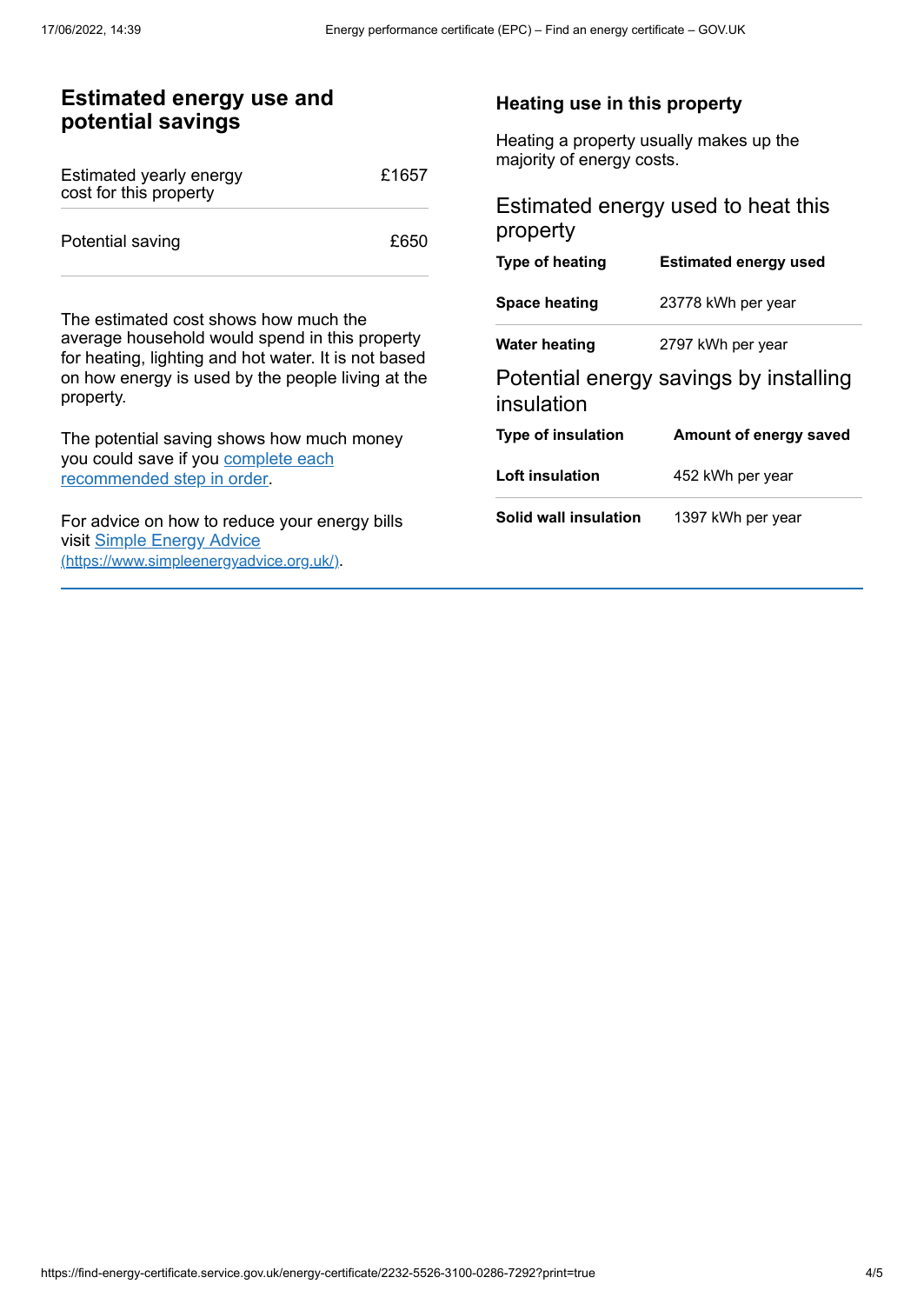## Estimated energy use and potential savings

| | |
|---|---|
| Estimated yearly energy cost for this property | £1657 |
| Potential saving | £650 |

The estimated cost shows how much the average household would spend in this property for heating, lighting and hot water. It is not based on how energy is used by the people living at the property.

The potential saving shows how much money you could save if you complete each recommended step in order.

For advice on how to reduce your energy bills visit Simple Energy Advice (https://www.simpleenergyadvice.org.uk/).

### Heating use in this property

Heating a property usually makes up the majority of energy costs.

### Estimated energy used to heat this property

| Type of heating | Estimated energy used |
|---|---|
| **Space heating** | 23778 kWh per year |
| **Water heating** | 2797 kWh per year |

### Potential energy savings by installing insulation

| Type of insulation | Amount of energy saved |
|---|---|
| **Loft insulation** | 452 kWh per year |
| **Solid wall insulation** | 1397 kWh per year |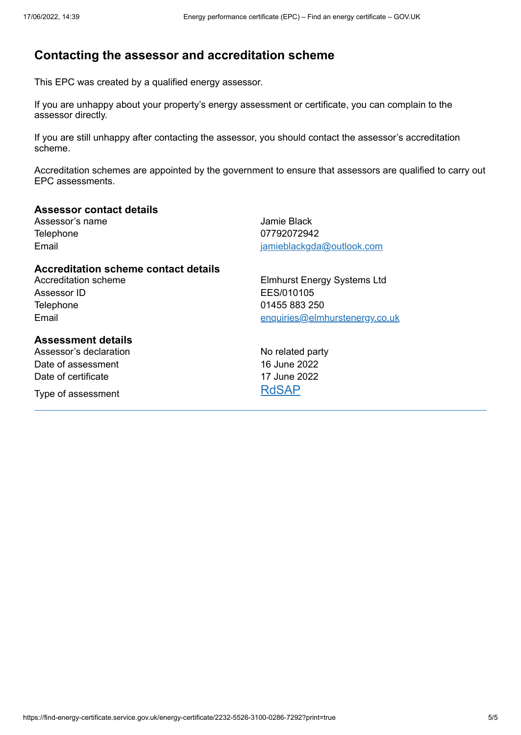## Contacting the assessor and accreditation scheme

This EPC was created by a qualified energy assessor.

If you are unhappy about your property's energy assessment or certificate, you can complain to the assessor directly.

If you are still unhappy after contacting the assessor, you should contact the assessor's accreditation scheme.

Accreditation schemes are appointed by the government to ensure that assessors are qualified to carry out EPC assessments.

### Assessor contact details

| | |
|---|---|
| Assessor's name | Jamie Black |
| Telephone | 07792072942 |
| Email | jamieblackgda@outlook.com |

### Accreditation scheme contact details

| | |
|---|---|
| Accreditation scheme | Elmhurst Energy Systems Ltd |
| Assessor ID | EES/010105 |
| Telephone | 01455 883 250 |
| Email | enquiries@elmhurstenergy.co.uk |

### Assessment details

| | |
|---|---|
| Assessor's declaration | No related party |
| Date of assessment | 16 June 2022 |
| Date of certificate | 17 June 2022 |
| Type of assessment | RdSAP |